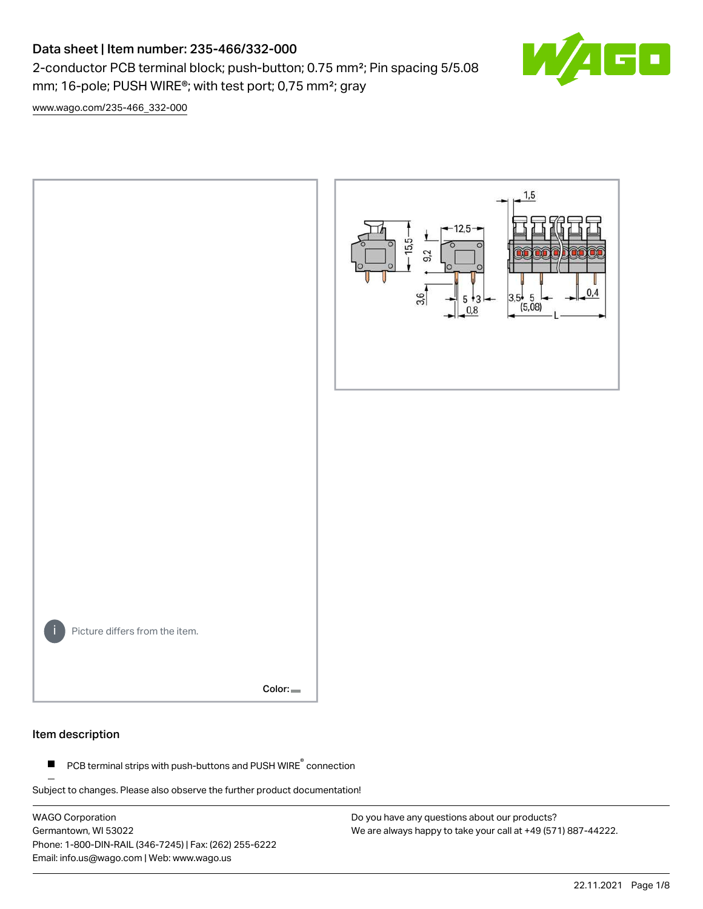# Data sheet | Item number: 235-466/332-000

2-conductor PCB terminal block; push-button; 0.75 mm²; Pin spacing 5/5.08 mm; 16-pole; PUSH WIRE®; with test port; 0,75 mm²; gray

www.wago.com/235-466_332-000

Picture differs from the item.

Color:

## Item description

- PCB terminal strips with push-buttons and PUSH WIRE® connection

Subject to changes. Please also observe the further product documentation!

WAGO Corporation
Germantown, WI 53022
Phone: 1-800-DIN-RAIL (346-7245) | Fax: (262) 255-6222
Email: info.us@wago.com | Web: www.wago.us

Do you have any questions about our products?
We are always happy to take your call at +49 (571) 887-44222.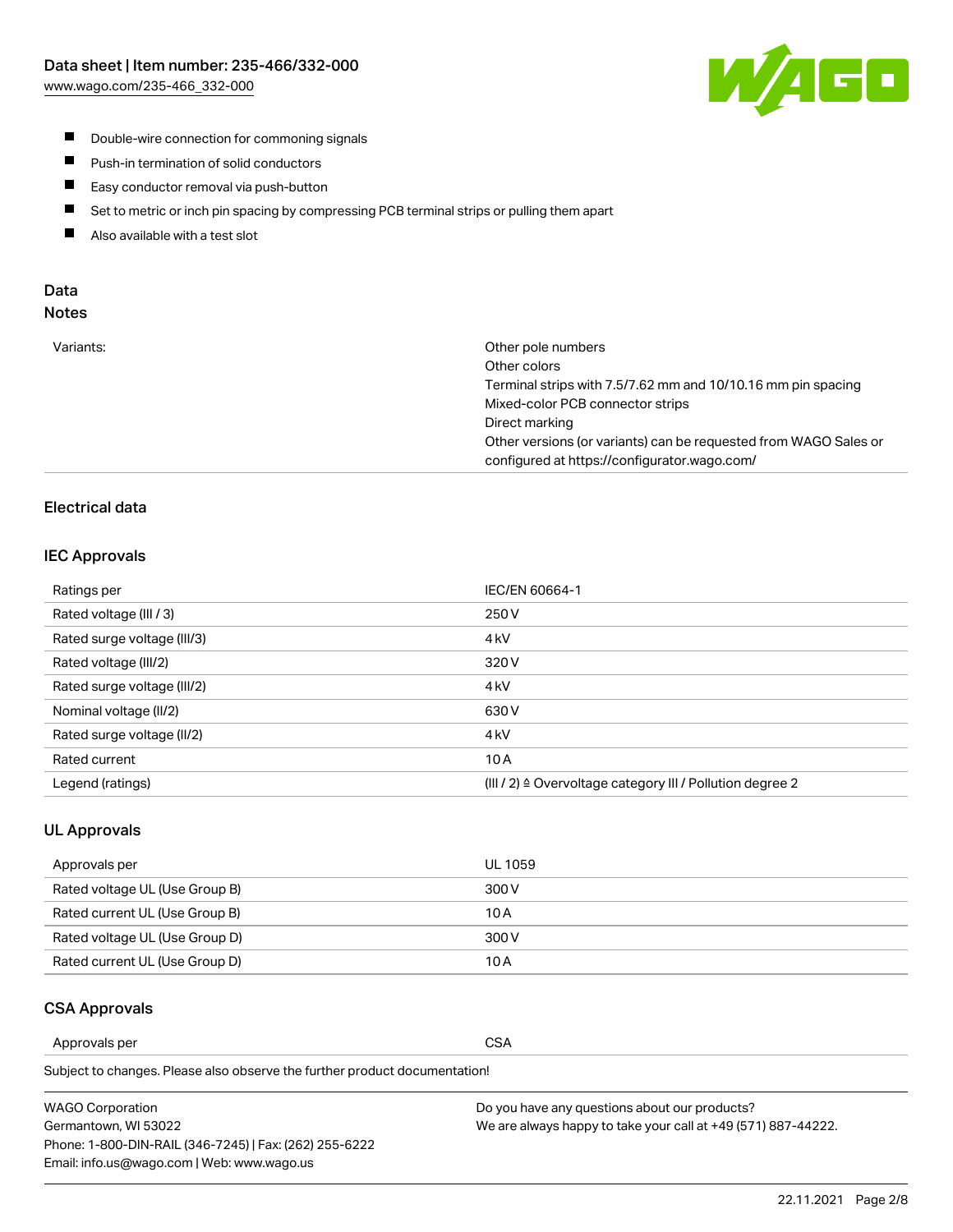- Double-wire connection for commoning signals
- Push-in termination of solid conductors
- Easy conductor removal via push-button
- Set to metric or inch pin spacing by compressing PCB terminal strips or pulling them apart
- Also available with a test slot

## Data
### Notes

| | |
|---|---|
| Variants: | Other pole numbers<br>Other colors<br>Terminal strips with 7.5/7.62 mm and 10/10.16 mm pin spacing<br>Mixed-color PCB connector strips<br>Direct marking<br>Other versions (or variants) can be requested from WAGO Sales or configured at https://configurator.wago.com/ |

### Electrical data

#### IEC Approvals

| | |
|---|---|
| Ratings per | IEC/EN 60664-1 |
| Rated voltage (III / 3) | 250 V |
| Rated surge voltage (III/3) | 4 kV |
| Rated voltage (III/2) | 320 V |
| Rated surge voltage (III/2) | 4 kV |
| Nominal voltage (II/2) | 630 V |
| Rated surge voltage (II/2) | 4 kV |
| Rated current | 10 A |
| Legend (ratings) | (III / 2) ≙ Overvoltage category III / Pollution degree 2 |

#### UL Approvals

| | |
|---|---|
| Approvals per | UL 1059 |
| Rated voltage UL (Use Group B) | 300 V |
| Rated current UL (Use Group B) | 10 A |
| Rated voltage UL (Use Group D) | 300 V |
| Rated current UL (Use Group D) | 10 A |

#### CSA Approvals

| | |
|---|---|
| Approvals per | CSA |

Subject to changes. Please also observe the further product documentation!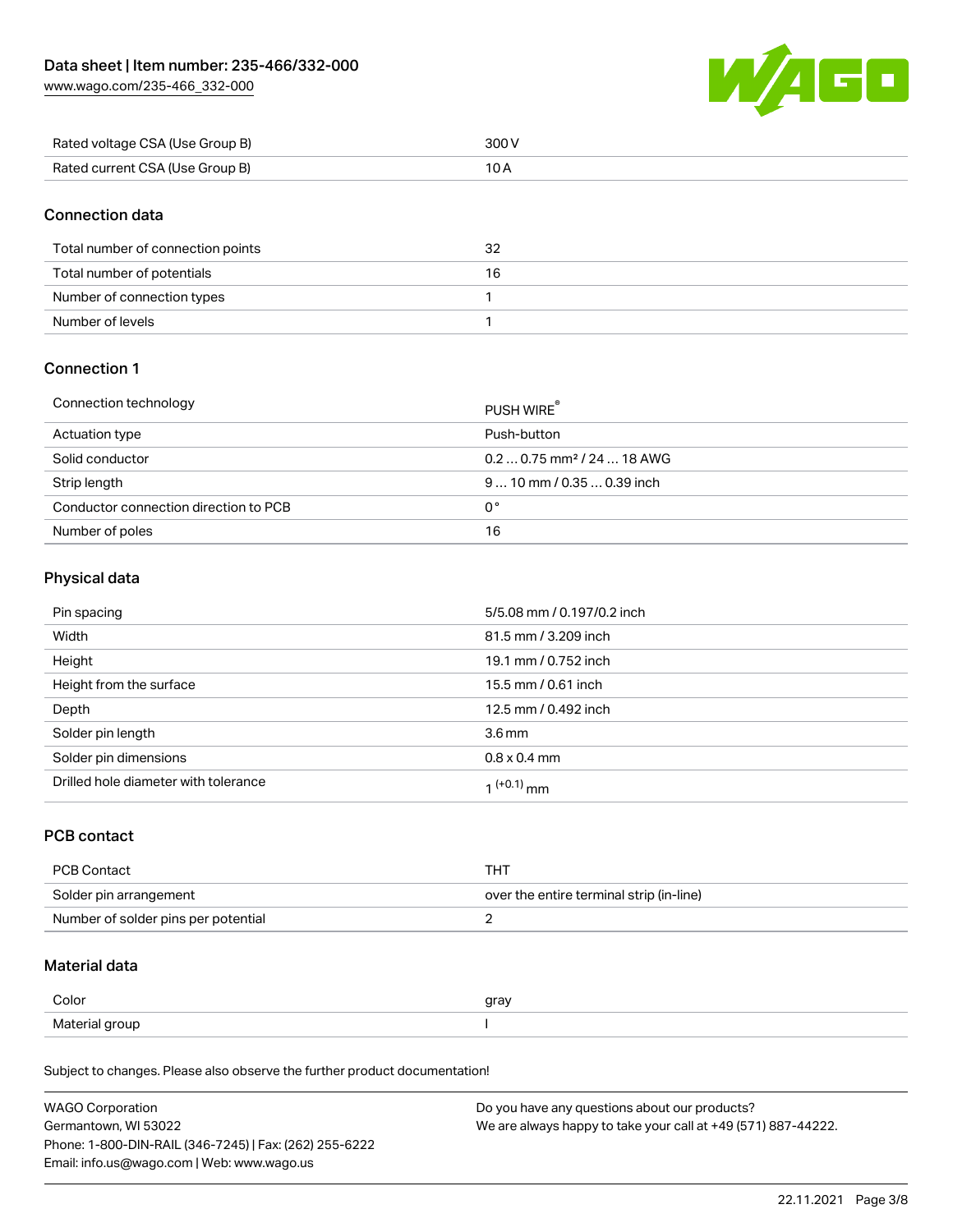| Rated voltage CSA (Use Group B) | 300 V |
| --- | --- |
| Rated current CSA (Use Group B) | 10 A |

## Connection data

| Total number of connection points | 32 |
| --- | --- |
| Total number of potentials | 16 |
| Number of connection types | 1 |
| Number of levels | 1 |

## Connection 1

| Connection technology | PUSH WIRE® |
| --- | --- |
| Actuation type | Push-button |
| Solid conductor | 0.2 … 0.75 mm² / 24 … 18 AWG |
| Strip length | 9 … 10 mm / 0.35 … 0.39 inch |
| Conductor connection direction to PCB | 0° |
| Number of poles | 16 |

## Physical data

| Pin spacing | 5/5.08 mm / 0.197/0.2 inch |
| --- | --- |
| Width | 81.5 mm / 3.209 inch |
| Height | 19.1 mm / 0.752 inch |
| Height from the surface | 15.5 mm / 0.61 inch |
| Depth | 12.5 mm / 0.492 inch |
| Solder pin length | 3.6 mm |
| Solder pin dimensions | 0.8 x 0.4 mm |
| Drilled hole diameter with tolerance | $1^{(+0.1)}$ mm |

## PCB contact

| PCB Contact | THT |
| --- | --- |
| Solder pin arrangement | over the entire terminal strip (in-line) |
| Number of solder pins per potential | 2 |

## Material data

| Color | gray |
| --- | --- |
| Material group | I |

Subject to changes. Please also observe the further product documentation!

WAGO Corporation
Germantown, WI 53022
Phone: 1-800-DIN-RAIL (346-7245) | Fax: (262) 255-6222
Email: info.us@wago.com | Web: www.wago.us

Do you have any questions about our products?
We are always happy to take your call at +49 (571) 887-44222.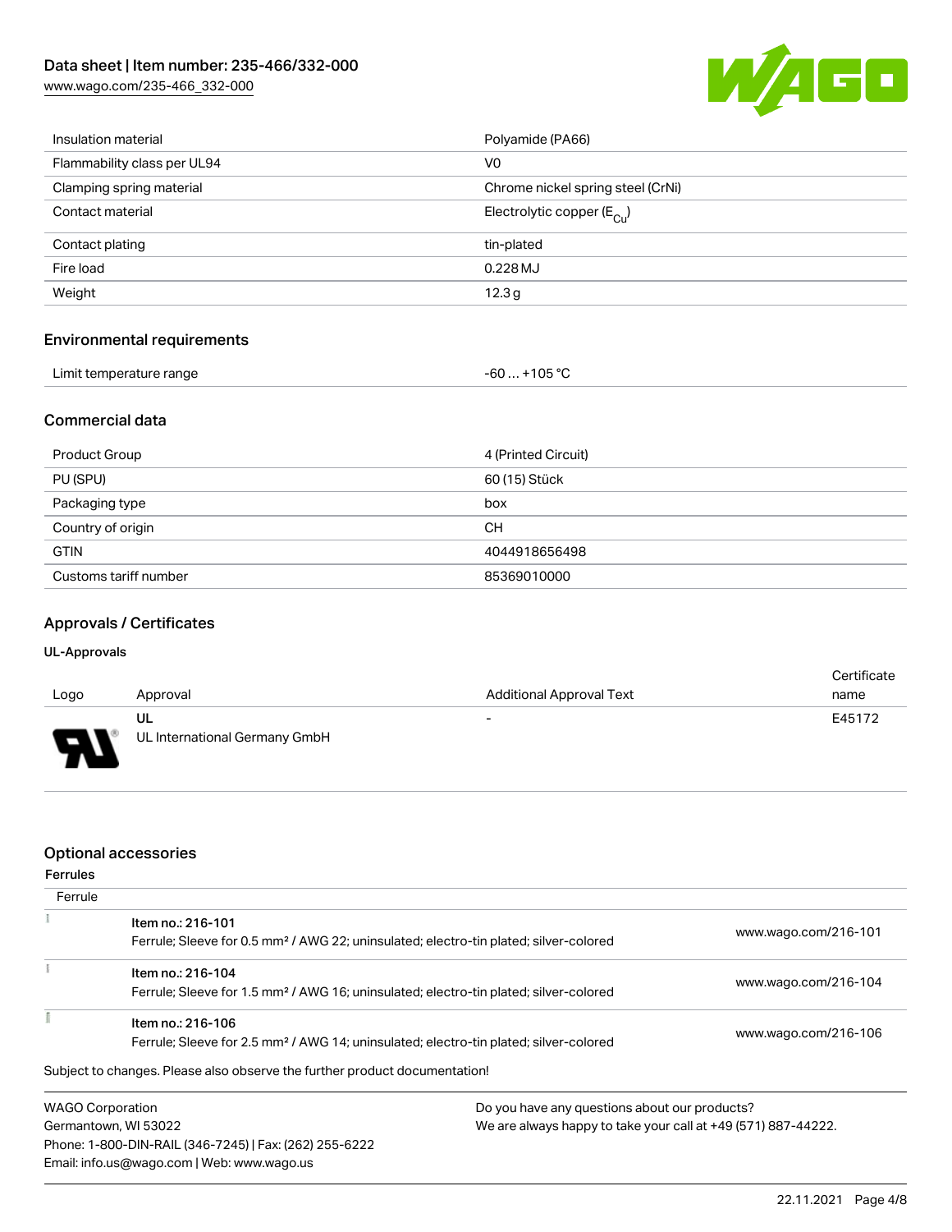| | |
|---|---|
| Insulation material | Polyamide (PA66) |
| Flammability class per UL94 | V0 |
| Clamping spring material | Chrome nickel spring steel (CrNi) |
| Contact material | Electrolytic copper ($E_{Cu}$) |
| Contact plating | tin-plated |
| Fire load | 0.228 MJ |
| Weight | 12.3 g |

## Environmental requirements

| | |
|---|---|
| Limit temperature range | -60 … +105 °C |

## Commercial data

| | |
|---|---|
| Product Group | 4 (Printed Circuit) |
| PU (SPU) | 60 (15) Stück |
| Packaging type | box |
| Country of origin | CH |
| GTIN | 4044918656498 |
| Customs tariff number | 85369010000 |

## Approvals / Certificates

### UL-Approvals

| Logo | Approval | Additional Approval Text | Certificate name |
|---|---|---|---|
| | UL<br>UL International Germany GmbH | - | E45172 |

## Optional accessories

### Ferrules

| Ferrule | | |
|---|---|---|
| | Item no.: 216-101<br>Ferrule; Sleeve for 0.5 mm² / AWG 22; uninsulated; electro-tin plated; silver-colored | www.wago.com/216-101 |
| | Item no.: 216-104<br>Ferrule; Sleeve for 1.5 mm² / AWG 16; uninsulated; electro-tin plated; silver-colored | www.wago.com/216-104 |
| | Item no.: 216-106<br>Ferrule; Sleeve for 2.5 mm² / AWG 14; uninsulated; electro-tin plated; silver-colored | www.wago.com/216-106 |

Subject to changes. Please also observe the further product documentation!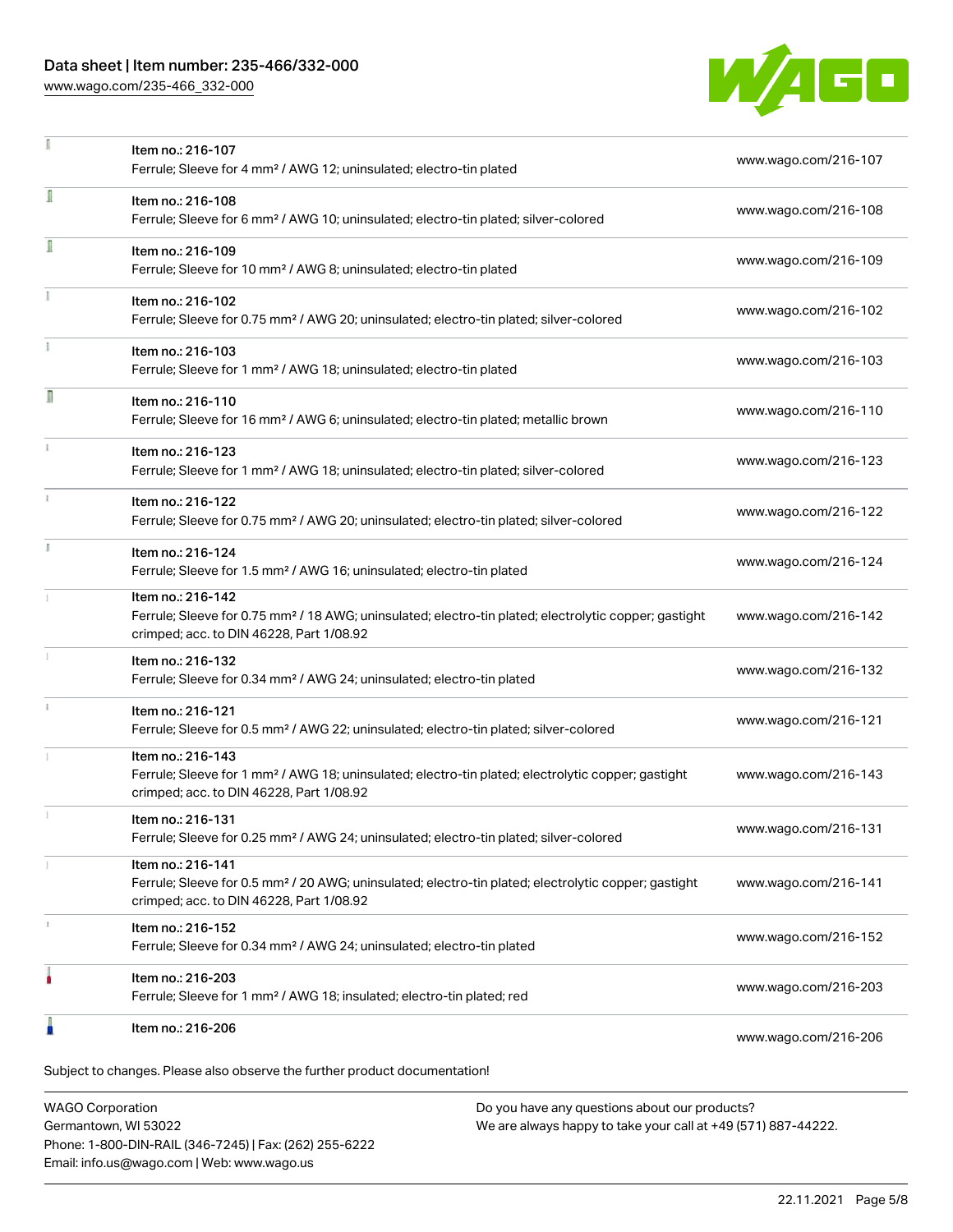| | Item | Link |
|---|---|---|
| | Item no.: 216-107<br>Ferrule; Sleeve for 4 mm² / AWG 12; uninsulated; electro-tin plated | www.wago.com/216-107 |
| | Item no.: 216-108<br>Ferrule; Sleeve for 6 mm² / AWG 10; uninsulated; electro-tin plated; silver-colored | www.wago.com/216-108 |
| | Item no.: 216-109<br>Ferrule; Sleeve for 10 mm² / AWG 8; uninsulated; electro-tin plated | www.wago.com/216-109 |
| | Item no.: 216-102<br>Ferrule; Sleeve for 0.75 mm² / AWG 20; uninsulated; electro-tin plated; silver-colored | www.wago.com/216-102 |
| | Item no.: 216-103<br>Ferrule; Sleeve for 1 mm² / AWG 18; uninsulated; electro-tin plated | www.wago.com/216-103 |
| | Item no.: 216-110<br>Ferrule; Sleeve for 16 mm² / AWG 6; uninsulated; electro-tin plated; metallic brown | www.wago.com/216-110 |
| | Item no.: 216-123<br>Ferrule; Sleeve for 1 mm² / AWG 18; uninsulated; electro-tin plated; silver-colored | www.wago.com/216-123 |
| | Item no.: 216-122<br>Ferrule; Sleeve for 0.75 mm² / AWG 20; uninsulated; electro-tin plated; silver-colored | www.wago.com/216-122 |
| | Item no.: 216-124<br>Ferrule; Sleeve for 1.5 mm² / AWG 16; uninsulated; electro-tin plated | www.wago.com/216-124 |
| | Item no.: 216-142<br>Ferrule; Sleeve for 0.75 mm² / 18 AWG; uninsulated; electro-tin plated; electrolytic copper; gastight crimped; acc. to DIN 46228, Part 1/08.92 | www.wago.com/216-142 |
| | Item no.: 216-132<br>Ferrule; Sleeve for 0.34 mm² / AWG 24; uninsulated; electro-tin plated | www.wago.com/216-132 |
| | Item no.: 216-121<br>Ferrule; Sleeve for 0.5 mm² / AWG 22; uninsulated; electro-tin plated; silver-colored | www.wago.com/216-121 |
| | Item no.: 216-143<br>Ferrule; Sleeve for 1 mm² / AWG 18; uninsulated; electro-tin plated; electrolytic copper; gastight crimped; acc. to DIN 46228, Part 1/08.92 | www.wago.com/216-143 |
| | Item no.: 216-131<br>Ferrule; Sleeve for 0.25 mm² / AWG 24; uninsulated; electro-tin plated; silver-colored | www.wago.com/216-131 |
| | Item no.: 216-141<br>Ferrule; Sleeve for 0.5 mm² / 20 AWG; uninsulated; electro-tin plated; electrolytic copper; gastight crimped; acc. to DIN 46228, Part 1/08.92 | www.wago.com/216-141 |
| | Item no.: 216-152<br>Ferrule; Sleeve for 0.34 mm² / AWG 24; uninsulated; electro-tin plated | www.wago.com/216-152 |
| | Item no.: 216-203<br>Ferrule; Sleeve for 1 mm² / AWG 18; insulated; electro-tin plated; red | www.wago.com/216-203 |
| | Item no.: 216-206 | www.wago.com/216-206 |

Subject to changes. Please also observe the further product documentation!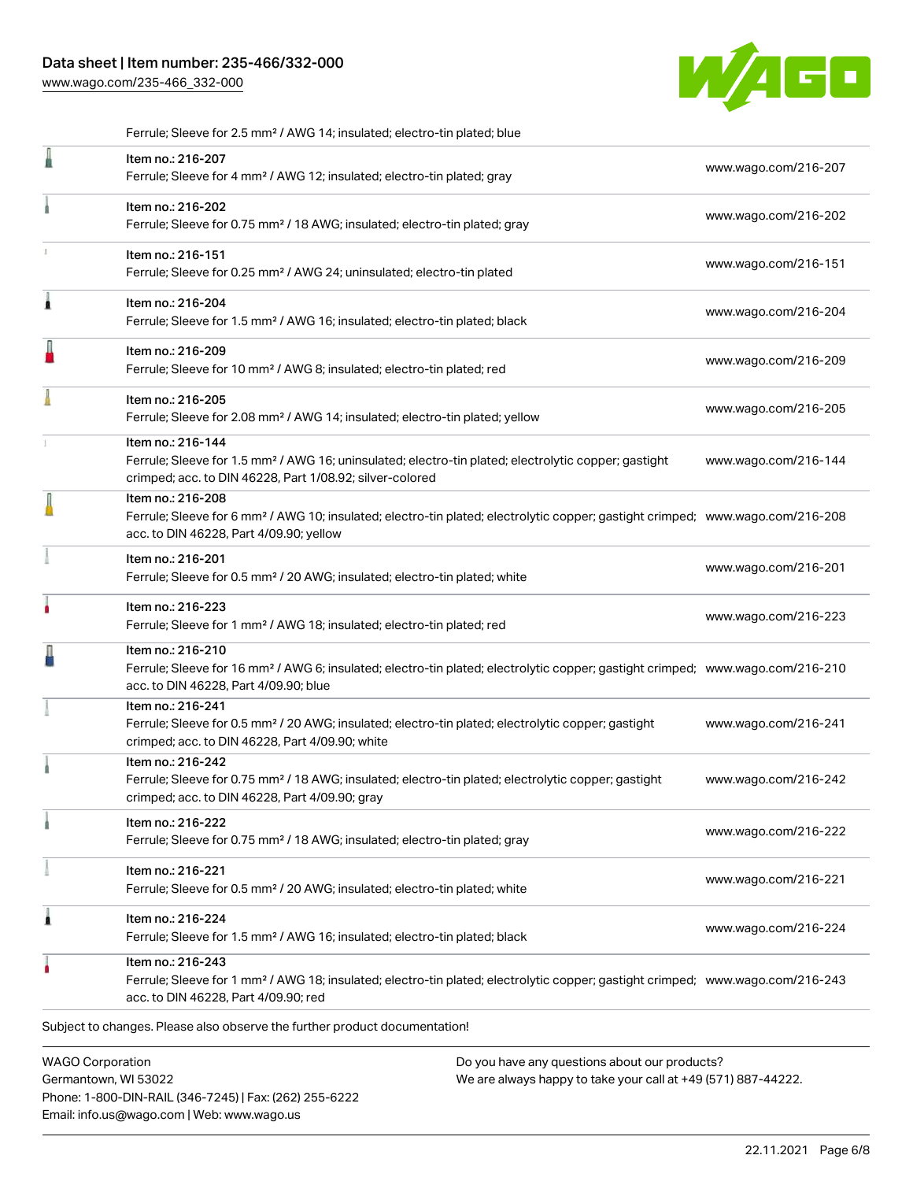Ferrule; Sleeve for 2.5 mm² / AWG 14; insulated; electro-tin plated; blue

| Item | Link |
|---|---|
| Item no.: 216-207<br>Ferrule; Sleeve for 4 mm² / AWG 12; insulated; electro-tin plated; gray | www.wago.com/216-207 |
| Item no.: 216-202<br>Ferrule; Sleeve for 0.75 mm² / 18 AWG; insulated; electro-tin plated; gray | www.wago.com/216-202 |
| Item no.: 216-151<br>Ferrule; Sleeve for 0.25 mm² / AWG 24; uninsulated; electro-tin plated | www.wago.com/216-151 |
| Item no.: 216-204<br>Ferrule; Sleeve for 1.5 mm² / AWG 16; insulated; electro-tin plated; black | www.wago.com/216-204 |
| Item no.: 216-209<br>Ferrule; Sleeve for 10 mm² / AWG 8; insulated; electro-tin plated; red | www.wago.com/216-209 |
| Item no.: 216-205<br>Ferrule; Sleeve for 2.08 mm² / AWG 14; insulated; electro-tin plated; yellow | www.wago.com/216-205 |
| Item no.: 216-144<br>Ferrule; Sleeve for 1.5 mm² / AWG 16; uninsulated; electro-tin plated; electrolytic copper; gastight crimped; acc. to DIN 46228, Part 1/08.92; silver-colored | www.wago.com/216-144 |
| Item no.: 216-208<br>Ferrule; Sleeve for 6 mm² / AWG 10; insulated; electro-tin plated; electrolytic copper; gastight crimped; acc. to DIN 46228, Part 4/09.90; yellow | www.wago.com/216-208 |
| Item no.: 216-201<br>Ferrule; Sleeve for 0.5 mm² / 20 AWG; insulated; electro-tin plated; white | www.wago.com/216-201 |
| Item no.: 216-223<br>Ferrule; Sleeve for 1 mm² / AWG 18; insulated; electro-tin plated; red | www.wago.com/216-223 |
| Item no.: 216-210<br>Ferrule; Sleeve for 16 mm² / AWG 6; insulated; electro-tin plated; electrolytic copper; gastight crimped; acc. to DIN 46228, Part 4/09.90; blue | www.wago.com/216-210 |
| Item no.: 216-241<br>Ferrule; Sleeve for 0.5 mm² / 20 AWG; insulated; electro-tin plated; electrolytic copper; gastight crimped; acc. to DIN 46228, Part 4/09.90; white | www.wago.com/216-241 |
| Item no.: 216-242<br>Ferrule; Sleeve for 0.75 mm² / 18 AWG; insulated; electro-tin plated; electrolytic copper; gastight crimped; acc. to DIN 46228, Part 4/09.90; gray | www.wago.com/216-242 |
| Item no.: 216-222<br>Ferrule; Sleeve for 0.75 mm² / 18 AWG; insulated; electro-tin plated; gray | www.wago.com/216-222 |
| Item no.: 216-221<br>Ferrule; Sleeve for 0.5 mm² / 20 AWG; insulated; electro-tin plated; white | www.wago.com/216-221 |
| Item no.: 216-224<br>Ferrule; Sleeve for 1.5 mm² / AWG 16; insulated; electro-tin plated; black | www.wago.com/216-224 |
| Item no.: 216-243<br>Ferrule; Sleeve for 1 mm² / AWG 18; insulated; electro-tin plated; electrolytic copper; gastight crimped; acc. to DIN 46228, Part 4/09.90; red | www.wago.com/216-243 |

Subject to changes. Please also observe the further product documentation!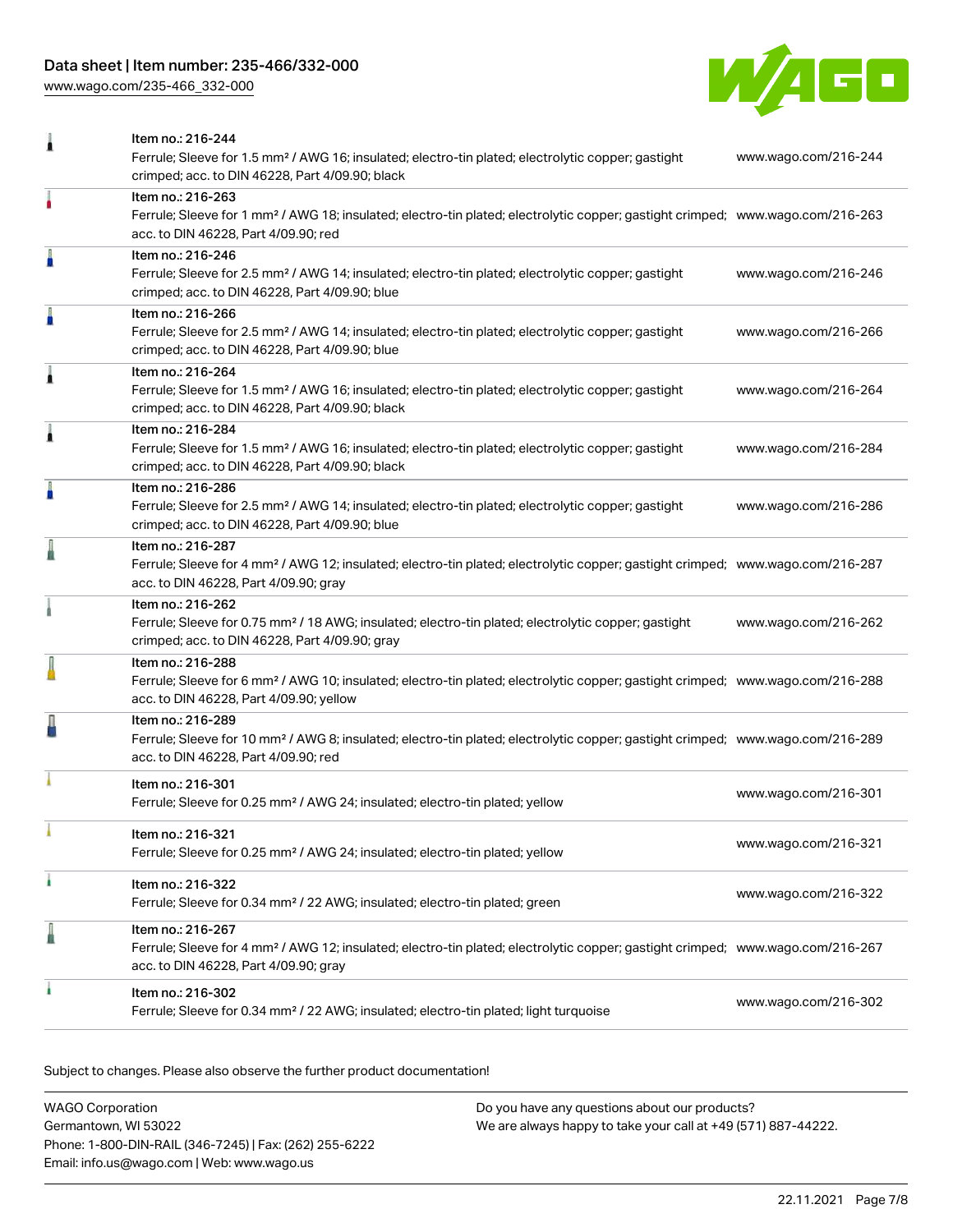| Item | Description | Link |
| --- | --- | --- |
| Item no.: 216-244 | Ferrule; Sleeve for 1.5 mm² / AWG 16; insulated; electro-tin plated; electrolytic copper; gastight crimped; acc. to DIN 46228, Part 4/09.90; black | www.wago.com/216-244 |
| Item no.: 216-263 | Ferrule; Sleeve for 1 mm² / AWG 18; insulated; electro-tin plated; electrolytic copper; gastight crimped; acc. to DIN 46228, Part 4/09.90; red | www.wago.com/216-263 |
| Item no.: 216-246 | Ferrule; Sleeve for 2.5 mm² / AWG 14; insulated; electro-tin plated; electrolytic copper; gastight crimped; acc. to DIN 46228, Part 4/09.90; blue | www.wago.com/216-246 |
| Item no.: 216-266 | Ferrule; Sleeve for 2.5 mm² / AWG 14; insulated; electro-tin plated; electrolytic copper; gastight crimped; acc. to DIN 46228, Part 4/09.90; blue | www.wago.com/216-266 |
| Item no.: 216-264 | Ferrule; Sleeve for 1.5 mm² / AWG 16; insulated; electro-tin plated; electrolytic copper; gastight crimped; acc. to DIN 46228, Part 4/09.90; black | www.wago.com/216-264 |
| Item no.: 216-284 | Ferrule; Sleeve for 1.5 mm² / AWG 16; insulated; electro-tin plated; electrolytic copper; gastight crimped; acc. to DIN 46228, Part 4/09.90; black | www.wago.com/216-284 |
| Item no.: 216-286 | Ferrule; Sleeve for 2.5 mm² / AWG 14; insulated; electro-tin plated; electrolytic copper; gastight crimped; acc. to DIN 46228, Part 4/09.90; blue | www.wago.com/216-286 |
| Item no.: 216-287 | Ferrule; Sleeve for 4 mm² / AWG 12; insulated; electro-tin plated; electrolytic copper; gastight crimped; acc. to DIN 46228, Part 4/09.90; gray | www.wago.com/216-287 |
| Item no.: 216-262 | Ferrule; Sleeve for 0.75 mm² / 18 AWG; insulated; electro-tin plated; electrolytic copper; gastight crimped; acc. to DIN 46228, Part 4/09.90; gray | www.wago.com/216-262 |
| Item no.: 216-288 | Ferrule; Sleeve for 6 mm² / AWG 10; insulated; electro-tin plated; electrolytic copper; gastight crimped; acc. to DIN 46228, Part 4/09.90; yellow | www.wago.com/216-288 |
| Item no.: 216-289 | Ferrule; Sleeve for 10 mm² / AWG 8; insulated; electro-tin plated; electrolytic copper; gastight crimped; acc. to DIN 46228, Part 4/09.90; red | www.wago.com/216-289 |
| Item no.: 216-301 | Ferrule; Sleeve for 0.25 mm² / AWG 24; insulated; electro-tin plated; yellow | www.wago.com/216-301 |
| Item no.: 216-321 | Ferrule; Sleeve for 0.25 mm² / AWG 24; insulated; electro-tin plated; yellow | www.wago.com/216-321 |
| Item no.: 216-322 | Ferrule; Sleeve for 0.34 mm² / 22 AWG; insulated; electro-tin plated; green | www.wago.com/216-322 |
| Item no.: 216-267 | Ferrule; Sleeve for 4 mm² / AWG 12; insulated; electro-tin plated; electrolytic copper; gastight crimped; acc. to DIN 46228, Part 4/09.90; gray | www.wago.com/216-267 |
| Item no.: 216-302 | Ferrule; Sleeve for 0.34 mm² / 22 AWG; insulated; electro-tin plated; light turquoise | www.wago.com/216-302 |

Subject to changes. Please also observe the further product documentation!

WAGO Corporation
Germantown, WI 53022
Phone: 1-800-DIN-RAIL (346-7245) | Fax: (262) 255-6222
Email: info.us@wago.com | Web: www.wago.us

Do you have any questions about our products?
We are always happy to take your call at +49 (571) 887-44222.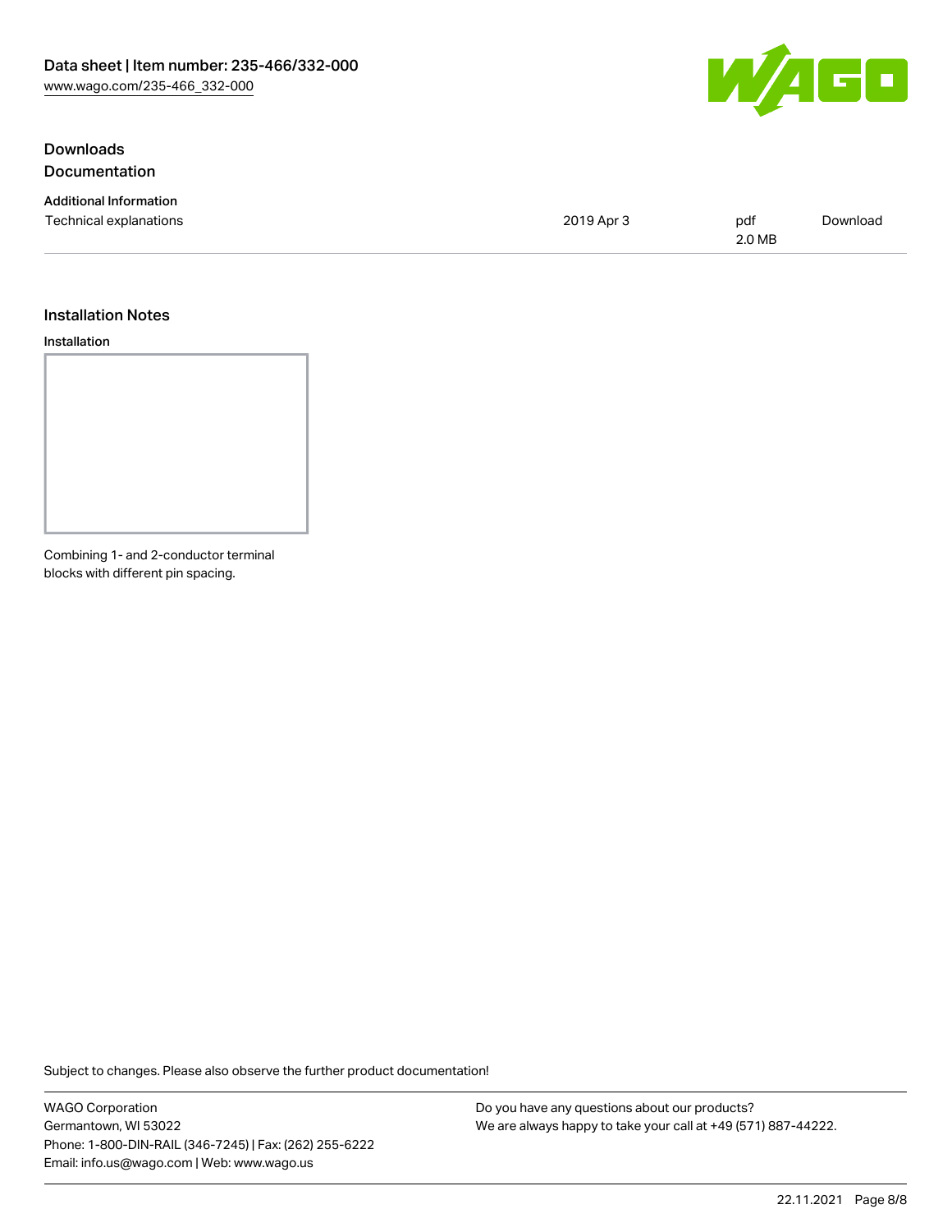# Downloads

## Documentation

### Additional Information

| | | | |
|---|---|---|---|
| Technical explanations | 2019 Apr 3 | pdf 2.0 MB | Download |

## Installation Notes

### Installation

Combining 1- and 2-conductor terminal blocks with different pin spacing.

Subject to changes. Please also observe the further product documentation!

WAGO Corporation
Germantown, WI 53022
Phone: 1-800-DIN-RAIL (346-7245) | Fax: (262) 255-6222
Email: info.us@wago.com | Web: www.wago.us

Do you have any questions about our products?
We are always happy to take your call at +49 (571) 887-44222.